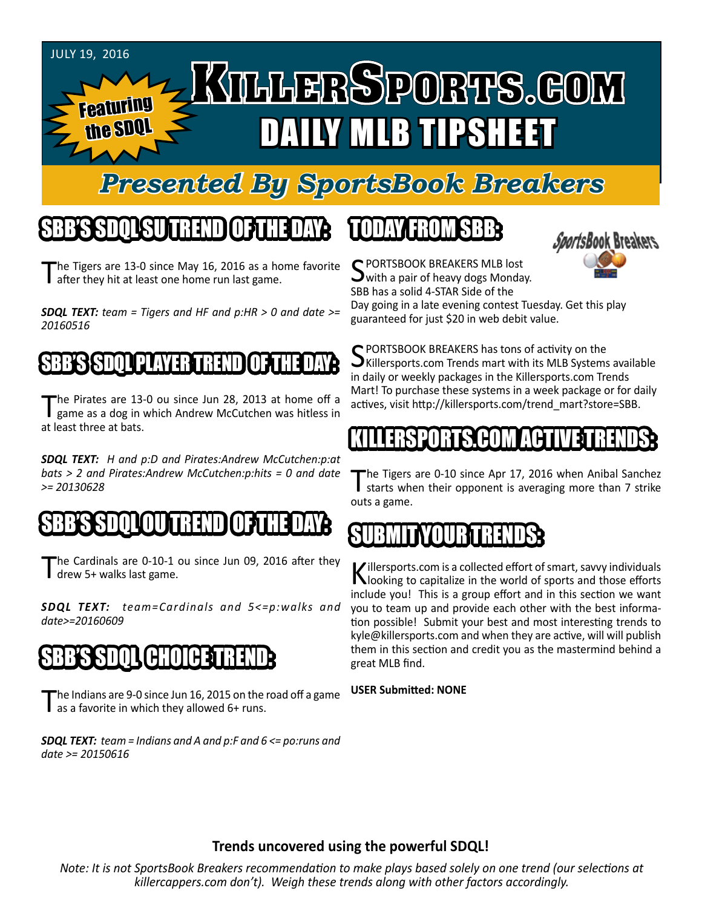JULY 19, 2016

Featuring the SDQL

# KillerSports.com

# DAILY MLB TIPSHEET

## *Presented By SportsBook Breakers*

## SBB'S SDQL SU TREND OF THE DAY:

The Tigers are 13-0 since May 16, 2016 as a home favorite after they hit at least one home run last game.

***SDQL TEXT:*** *team = Tigers and HF and p:HR > 0 and date >= 20160516*

## SBB'S SDQL PLAYER TREND OF THE DAY:

The Pirates are 13-0 ou since Jun 28, 2013 at home off a game as a dog in which Andrew McCutchen was hitless in at least three at bats.

***SDQL TEXT:*** *H and p:D and Pirates:Andrew McCutchen:p:at bats > 2 and Pirates:Andrew McCutchen:p:hits = 0 and date >= 20130628*

## SBB'S SDQL OU TREND OF THE DAY:

The Cardinals are 0-10-1 ou since Jun 09, 2016 after they drew 5+ walks last game.

***SDQL TEXT:*** *team=Cardinals and 5<=p:walks and date>=20160609*

## SBB'S SDQL CHOICE TREND:

The Indians are 9-0 since Jun 16, 2015 on the road off a game as a favorite in which they allowed 6+ runs.

***SDQL TEXT:*** *team = Indians and A and p:F and 6 <= po:runs and date >= 20150616*

## TODAY FROM SBB:

SportsBook Breakers

SPORTSBOOK BREAKERS MLB lost with a pair of heavy dogs Monday. SBB has a solid 4-STAR Side of the Day going in a late evening contest Tuesday. Get this play guaranteed for just $20 in web debit value.

SPORTSBOOK BREAKERS has tons of activity on the Killersports.com Trends mart with its MLB Systems available in daily or weekly packages in the Killersports.com Trends Mart! To purchase these systems in a week package or for daily actives, visit http://killersports.com/trend_mart?store=SBB.

## KILLERSPORTS.COM ACTIVE TRENDS:

The Tigers are 0-10 since Apr 17, 2016 when Anibal Sanchez starts when their opponent is averaging more than 7 strike outs a game.

## SUBMIT YOUR TRENDS:

Killersports.com is a collected effort of smart, savvy individuals looking to capitalize in the world of sports and those efforts include you! This is a group effort and in this section we want you to team up and provide each other with the best information possible! Submit your best and most interesting trends to kyle@killersports.com and when they are active, will will publish them in this section and credit you as the mastermind behind a great MLB find.

**USER Submitted: NONE**

**Trends uncovered using the powerful SDQL!**

*Note: It is not SportsBook Breakers recommendation to make plays based solely on one trend (our selections at killercappers.com don't). Weigh these trends along with other factors accordingly.*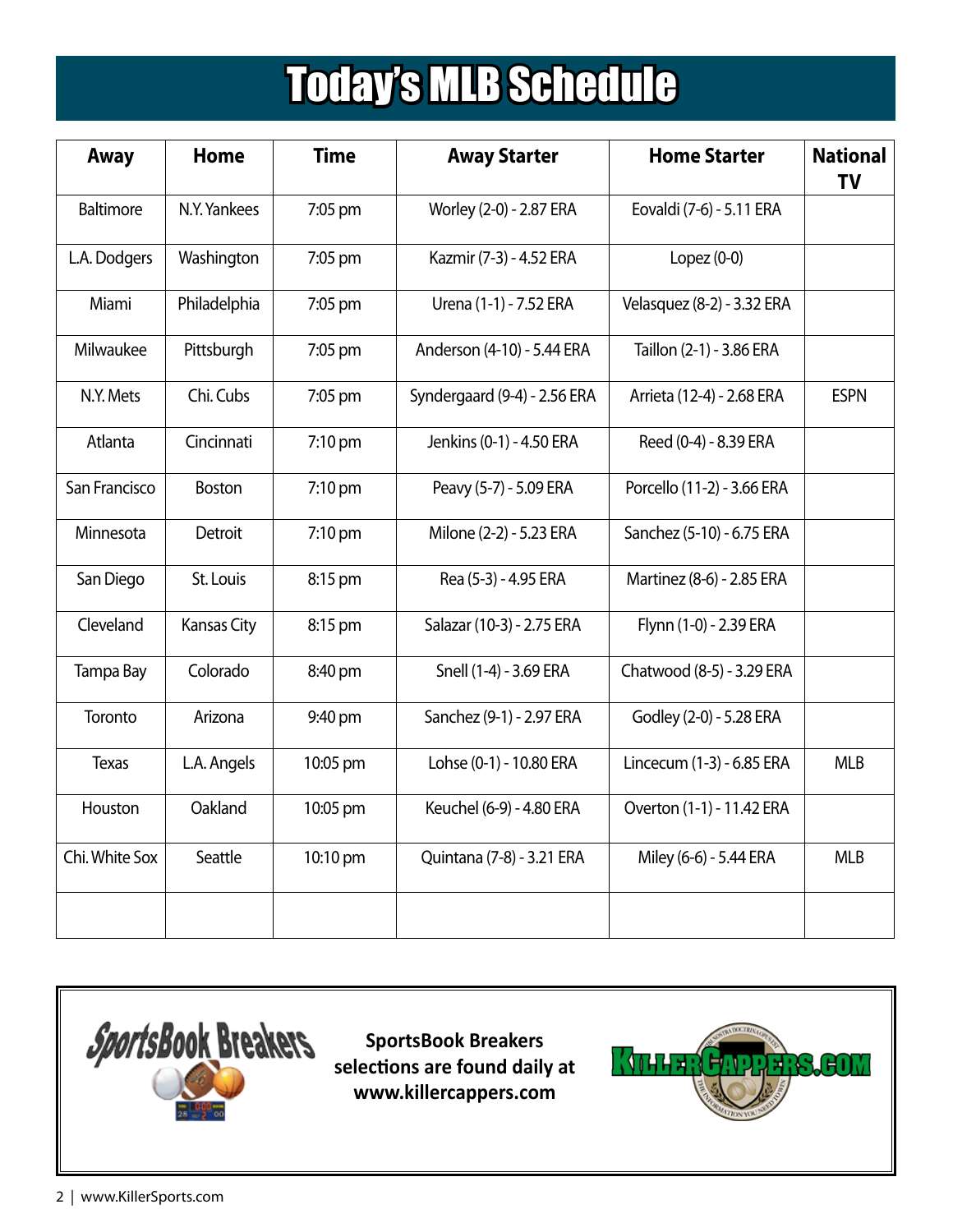# Today's MLB Schedule

| Away | Home | Time | Away Starter | Home Starter | National TV |
|---|---|---|---|---|---|
| Baltimore | N.Y. Yankees | 7:05 pm | Worley (2-0) - 2.87 ERA | Eovaldi (7-6) - 5.11 ERA | |
| L.A. Dodgers | Washington | 7:05 pm | Kazmir (7-3) - 4.52 ERA | Lopez (0-0) | |
| Miami | Philadelphia | 7:05 pm | Urena (1-1) - 7.52 ERA | Velasquez (8-2) - 3.32 ERA | |
| Milwaukee | Pittsburgh | 7:05 pm | Anderson (4-10) - 5.44 ERA | Taillon (2-1) - 3.86 ERA | |
| N.Y. Mets | Chi. Cubs | 7:05 pm | Syndergaard (9-4) - 2.56 ERA | Arrieta (12-4) - 2.68 ERA | ESPN |
| Atlanta | Cincinnati | 7:10 pm | Jenkins (0-1) - 4.50 ERA | Reed (0-4) - 8.39 ERA | |
| San Francisco | Boston | 7:10 pm | Peavy (5-7) - 5.09 ERA | Porcello (11-2) - 3.66 ERA | |
| Minnesota | Detroit | 7:10 pm | Milone (2-2) - 5.23 ERA | Sanchez (5-10) - 6.75 ERA | |
| San Diego | St. Louis | 8:15 pm | Rea (5-3) - 4.95 ERA | Martinez (8-6) - 2.85 ERA | |
| Cleveland | Kansas City | 8:15 pm | Salazar (10-3) - 2.75 ERA | Flynn (1-0) - 2.39 ERA | |
| Tampa Bay | Colorado | 8:40 pm | Snell (1-4) - 3.69 ERA | Chatwood (8-5) - 3.29 ERA | |
| Toronto | Arizona | 9:40 pm | Sanchez (9-1) - 2.97 ERA | Godley (2-0) - 5.28 ERA | |
| Texas | L.A. Angels | 10:05 pm | Lohse (0-1) - 10.80 ERA | Lincecum (1-3) - 6.85 ERA | MLB |
| Houston | Oakland | 10:05 pm | Keuchel (6-9) - 4.80 ERA | Overton (1-1) - 11.42 ERA | |
| Chi. White Sox | Seattle | 10:10 pm | Quintana (7-8) - 3.21 ERA | Miley (6-6) - 5.44 ERA | MLB |
| | | | | | |

SportsBook Breakers

**SportsBook Breakers selections are found daily at www.killercappers.com**

KILLERCAPPERS.COM

www.KillerSports.com